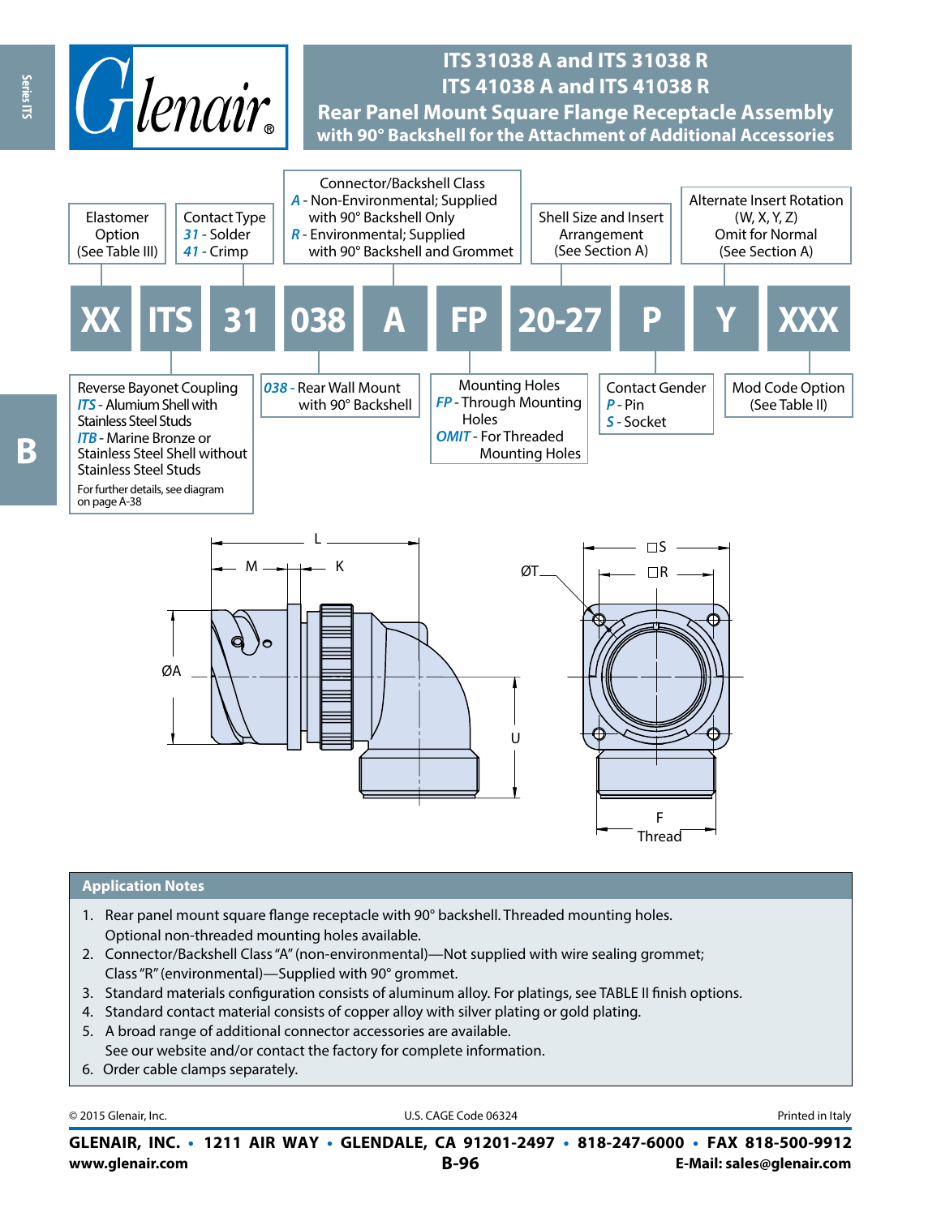# ITS 31038 A and ITS 31038 R
# ITS 41038 A and ITS 41038 R
## Rear Panel Mount Square Flange Receptacle Assembly
### with 90° Backshell for the Attachment of Additional Accessories

| XX | ITS | 31 | 038 | A | FP | 20-27 | P | Y | XXX |
|---|---|---|---|---|---|---|---|---|---|

- **Elastomer Option** (See Table III)
- **Reverse Bayonet Coupling**
  - *ITS* - Alumium Shell with Stainless Steel Studs
  - *ITB* - Marine Bronze or Stainless Steel Shell without Stainless Steel Studs
  - For further details, see diagram on page A-38
- **Contact Type**
  - *31* - Solder
  - *41* - Crimp
- *038* - Rear Wall Mount with 90° Backshell
- **Connector/Backshell Class**
  - *A* - Non-Environmental; Supplied with 90° Backshell Only
  - *R* - Environmental; Supplied with 90° Backshell and Grommet
- **Mounting Holes**
  - *FP* - Through Mounting Holes
  - *OMIT* - For Threaded Mounting Holes
- **Shell Size and Insert Arrangement** (See Section A)
- **Contact Gender**
  - *P* - Pin
  - *S* - Socket
- **Alternate Insert Rotation** (W, X, Y, Z) Omit for Normal (See Section A)
- **Mod Code Option** (See Table II)

L, M, K, ØA, U, ØT, □S, □R, F Thread

## Application Notes

1. Rear panel mount square flange receptacle with 90° backshell. Threaded mounting holes. Optional non-threaded mounting holes available.
2. Connector/Backshell Class "A" (non-environmental)—Not supplied with wire sealing grommet; Class "R" (environmental)—Supplied with 90° grommet.
3. Standard materials configuration consists of aluminum alloy. For platings, see TABLE II finish options.
4. Standard contact material consists of copper alloy with silver plating or gold plating.
5. A broad range of additional connector accessories are available. See our website and/or contact the factory for complete information.
6. Order cable clamps separately.

© 2015 Glenair, Inc. U.S. CAGE Code 06324 Printed in Italy

**GLENAIR, INC. • 1211 AIR WAY • GLENDALE, CA 91201-2497 • 818-247-6000 • FAX 818-500-9912**
www.glenair.com E-Mail: sales@glenair.com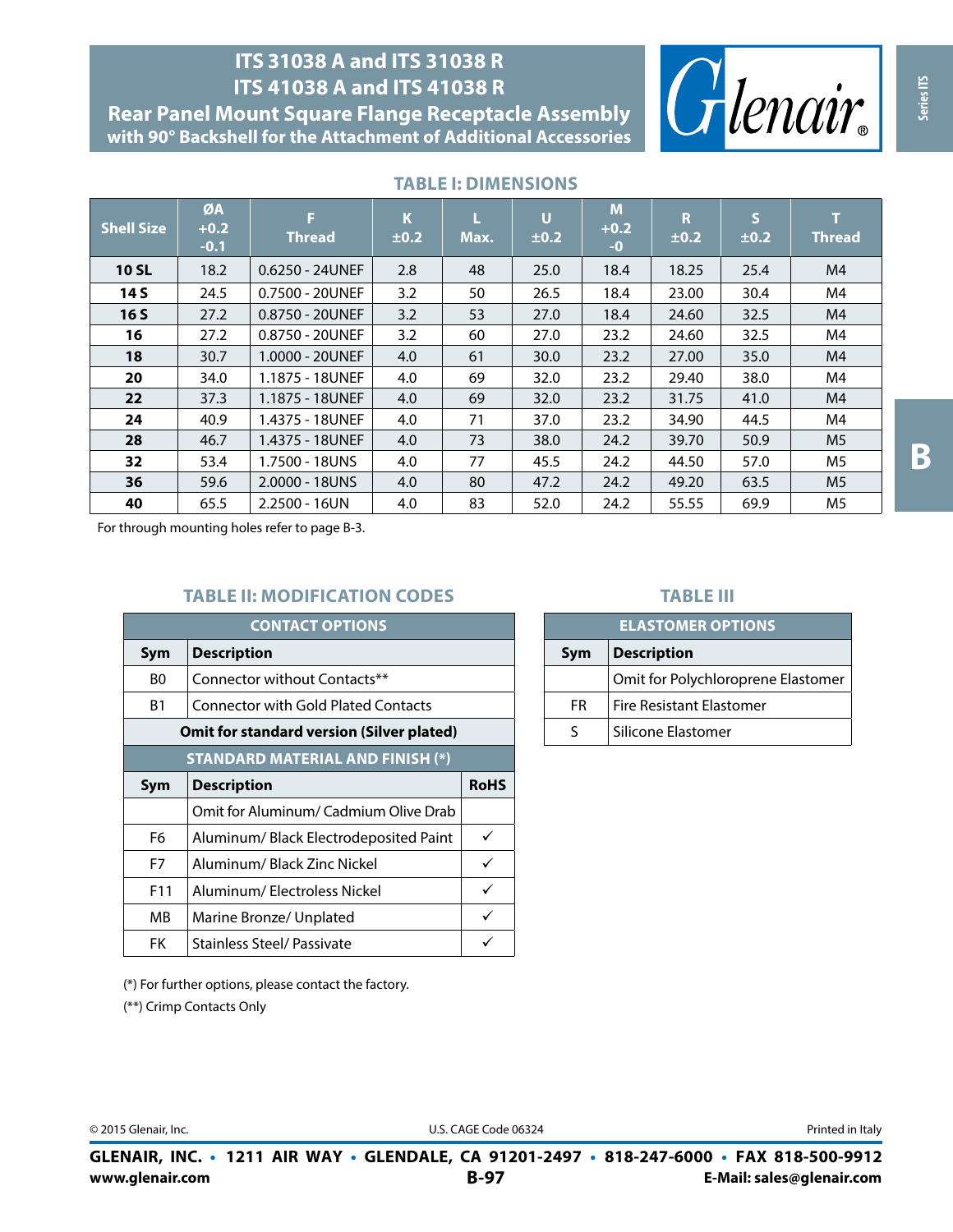# ITS 31038 A and ITS 31038 R
# ITS 41038 A and ITS 41038 R
## Rear Panel Mount Square Flange Receptacle Assembly with 90° Backshell for the Attachment of Additional Accessories

### TABLE I: DIMENSIONS

| Shell Size | ØA +0.2 -0.1 | F Thread | K ±0.2 | L Max. | U ±0.2 | M +0.2 -0 | R ±0.2 | S ±0.2 | T Thread |
|---|---|---|---|---|---|---|---|---|---|
| **10 SL** | 18.2 | 0.6250 - 24UNEF | 2.8 | 48 | 25.0 | 18.4 | 18.25 | 25.4 | M4 |
| **14 S** | 24.5 | 0.7500 - 20UNEF | 3.2 | 50 | 26.5 | 18.4 | 23.00 | 30.4 | M4 |
| **16 S** | 27.2 | 0.8750 - 20UNEF | 3.2 | 53 | 27.0 | 18.4 | 24.60 | 32.5 | M4 |
| **16** | 27.2 | 0.8750 - 20UNEF | 3.2 | 60 | 27.0 | 23.2 | 24.60 | 32.5 | M4 |
| **18** | 30.7 | 1.0000 - 20UNEF | 4.0 | 61 | 30.0 | 23.2 | 27.00 | 35.0 | M4 |
| **20** | 34.0 | 1.1875 - 18UNEF | 4.0 | 69 | 32.0 | 23.2 | 29.40 | 38.0 | M4 |
| **22** | 37.3 | 1.1875 - 18UNEF | 4.0 | 69 | 32.0 | 23.2 | 31.75 | 41.0 | M4 |
| **24** | 40.9 | 1.4375 - 18UNEF | 4.0 | 71 | 37.0 | 23.2 | 34.90 | 44.5 | M4 |
| **28** | 46.7 | 1.4375 - 18UNEF | 4.0 | 73 | 38.0 | 24.2 | 39.70 | 50.9 | M5 |
| **32** | 53.4 | 1.7500 - 18UNS | 4.0 | 77 | 45.5 | 24.2 | 44.50 | 57.0 | M5 |
| **36** | 59.6 | 2.0000 - 18UNS | 4.0 | 80 | 47.2 | 24.2 | 49.20 | 63.5 | M5 |
| **40** | 65.5 | 2.2500 - 16UN | 4.0 | 83 | 52.0 | 24.2 | 55.55 | 69.9 | M5 |

For through mounting holes refer to page B-3.

### TABLE II: MODIFICATION CODES

| CONTACT OPTIONS | |
|---|---|
| **Sym** | **Description** |
| B0 | Connector without Contacts** |
| B1 | Connector with Gold Plated Contacts |
| **Omit for standard version (Silver plated)** | |

| STANDARD MATERIAL AND FINISH (*) | | |
|---|---|---|
| **Sym** | **Description** | **RoHS** |
| | Omit for Aluminum/ Cadmium Olive Drab | |
| F6 | Aluminum/ Black Electrodeposited Paint | ✓ |
| F7 | Aluminum/ Black Zinc Nickel | ✓ |
| F11 | Aluminum/ Electroless Nickel | ✓ |
| MB | Marine Bronze/ Unplated | ✓ |
| FK | Stainless Steel/ Passivate | ✓ |

(*) For further options, please contact the factory.

(**) Crimp Contacts Only

### TABLE III

| ELASTOMER OPTIONS | |
|---|---|
| **Sym** | **Description** |
| | Omit for Polychloroprene Elastomer |
| FR | Fire Resistant Elastomer |
| S | Silicone Elastomer |